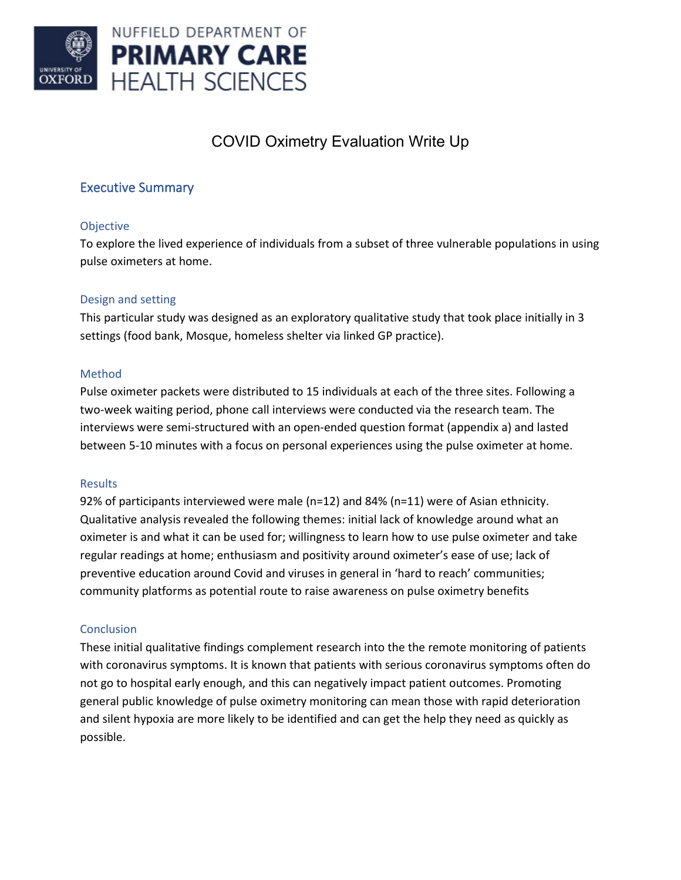NUFFIELD DEPARTMENT OF
**PRIMARY CARE**
HEALTH SCIENCES

# COVID Oximetry Evaluation Write Up

## Executive Summary

### Objective

To explore the lived experience of individuals from a subset of three vulnerable populations in using pulse oximeters at home.

### Design and setting

This particular study was designed as an exploratory qualitative study that took place initially in 3 settings (food bank, Mosque, homeless shelter via linked GP practice).

### Method

Pulse oximeter packets were distributed to 15 individuals at each of the three sites. Following a two-week waiting period, phone call interviews were conducted via the research team. The interviews were semi-structured with an open-ended question format (appendix a) and lasted between 5-10 minutes with a focus on personal experiences using the pulse oximeter at home.

### Results

92% of participants interviewed were male (n=12) and 84% (n=11) were of Asian ethnicity. Qualitative analysis revealed the following themes: initial lack of knowledge around what an oximeter is and what it can be used for; willingness to learn how to use pulse oximeter and take regular readings at home; enthusiasm and positivity around oximeter's ease of use; lack of preventive education around Covid and viruses in general in 'hard to reach' communities; community platforms as potential route to raise awareness on pulse oximetry benefits

### Conclusion

These initial qualitative findings complement research into the the remote monitoring of patients with coronavirus symptoms. It is known that patients with serious coronavirus symptoms often do not go to hospital early enough, and this can negatively impact patient outcomes. Promoting general public knowledge of pulse oximetry monitoring can mean those with rapid deterioration and silent hypoxia are more likely to be identified and can get the help they need as quickly as possible.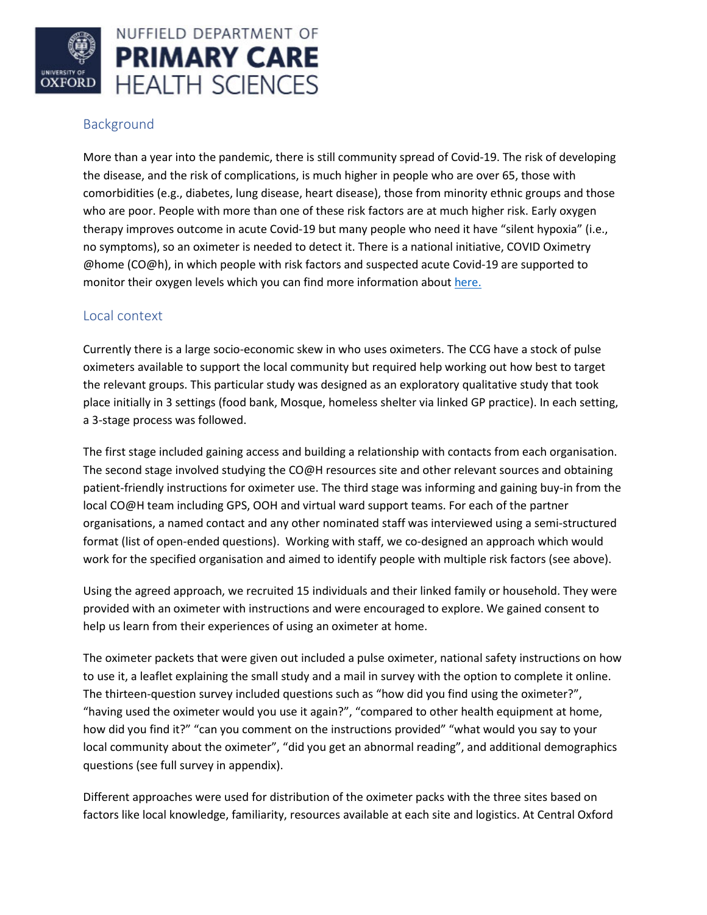## Background

More than a year into the pandemic, there is still community spread of Covid-19. The risk of developing the disease, and the risk of complications, is much higher in people who are over 65, those with comorbidities (e.g., diabetes, lung disease, heart disease), those from minority ethnic groups and those who are poor. People with more than one of these risk factors are at much higher risk. Early oxygen therapy improves outcome in acute Covid-19 but many people who need it have "silent hypoxia" (i.e., no symptoms), so an oximeter is needed to detect it. There is a national initiative, COVID Oximetry @home (CO@h), in which people with risk factors and suspected acute Covid-19 are supported to monitor their oxygen levels which you can find more information about here.

## Local context

Currently there is a large socio-economic skew in who uses oximeters. The CCG have a stock of pulse oximeters available to support the local community but required help working out how best to target the relevant groups. This particular study was designed as an exploratory qualitative study that took place initially in 3 settings (food bank, Mosque, homeless shelter via linked GP practice). In each setting, a 3-stage process was followed.

The first stage included gaining access and building a relationship with contacts from each organisation. The second stage involved studying the CO@H resources site and other relevant sources and obtaining patient-friendly instructions for oximeter use. The third stage was informing and gaining buy-in from the local CO@H team including GPS, OOH and virtual ward support teams. For each of the partner organisations, a named contact and any other nominated staff was interviewed using a semi-structured format (list of open-ended questions). Working with staff, we co-designed an approach which would work for the specified organisation and aimed to identify people with multiple risk factors (see above).

Using the agreed approach, we recruited 15 individuals and their linked family or household. They were provided with an oximeter with instructions and were encouraged to explore. We gained consent to help us learn from their experiences of using an oximeter at home.

The oximeter packets that were given out included a pulse oximeter, national safety instructions on how to use it, a leaflet explaining the small study and a mail in survey with the option to complete it online. The thirteen-question survey included questions such as "how did you find using the oximeter?", "having used the oximeter would you use it again?", "compared to other health equipment at home, how did you find it?" "can you comment on the instructions provided" "what would you say to your local community about the oximeter", "did you get an abnormal reading", and additional demographics questions (see full survey in appendix).

Different approaches were used for distribution of the oximeter packs with the three sites based on factors like local knowledge, familiarity, resources available at each site and logistics. At Central Oxford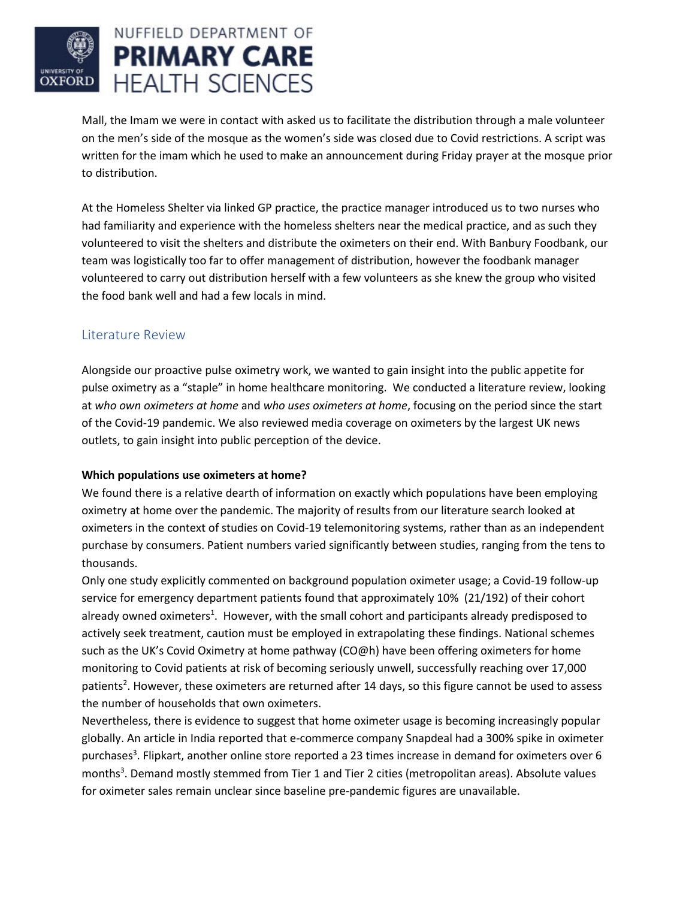Mall, the Imam we were in contact with asked us to facilitate the distribution through a male volunteer on the men's side of the mosque as the women's side was closed due to Covid restrictions. A script was written for the imam which he used to make an announcement during Friday prayer at the mosque prior to distribution.

At the Homeless Shelter via linked GP practice, the practice manager introduced us to two nurses who had familiarity and experience with the homeless shelters near the medical practice, and as such they volunteered to visit the shelters and distribute the oximeters on their end. With Banbury Foodbank, our team was logistically too far to offer management of distribution, however the foodbank manager volunteered to carry out distribution herself with a few volunteers as she knew the group who visited the food bank well and had a few locals in mind.

## Literature Review

Alongside our proactive pulse oximetry work, we wanted to gain insight into the public appetite for pulse oximetry as a "staple" in home healthcare monitoring. We conducted a literature review, looking at *who own oximeters at home* and *who uses oximeters at home*, focusing on the period since the start of the Covid-19 pandemic. We also reviewed media coverage on oximeters by the largest UK news outlets, to gain insight into public perception of the device.

**Which populations use oximeters at home?**

We found there is a relative dearth of information on exactly which populations have been employing oximetry at home over the pandemic. The majority of results from our literature search looked at oximeters in the context of studies on Covid-19 telemonitoring systems, rather than as an independent purchase by consumers. Patient numbers varied significantly between studies, ranging from the tens to thousands.

Only one study explicitly commented on background population oximeter usage; a Covid-19 follow-up service for emergency department patients found that approximately 10% (21/192) of their cohort already owned oximeters[1]. However, with the small cohort and participants already predisposed to actively seek treatment, caution must be employed in extrapolating these findings. National schemes such as the UK's Covid Oximetry at home pathway (CO@h) have been offering oximeters for home monitoring to Covid patients at risk of becoming seriously unwell, successfully reaching over 17,000 patients[2]. However, these oximeters are returned after 14 days, so this figure cannot be used to assess the number of households that own oximeters.

Nevertheless, there is evidence to suggest that home oximeter usage is becoming increasingly popular globally. An article in India reported that e-commerce company Snapdeal had a 300% spike in oximeter purchases[3]. Flipkart, another online store reported a 23 times increase in demand for oximeters over 6 months[3]. Demand mostly stemmed from Tier 1 and Tier 2 cities (metropolitan areas). Absolute values for oximeter sales remain unclear since baseline pre-pandemic figures are unavailable.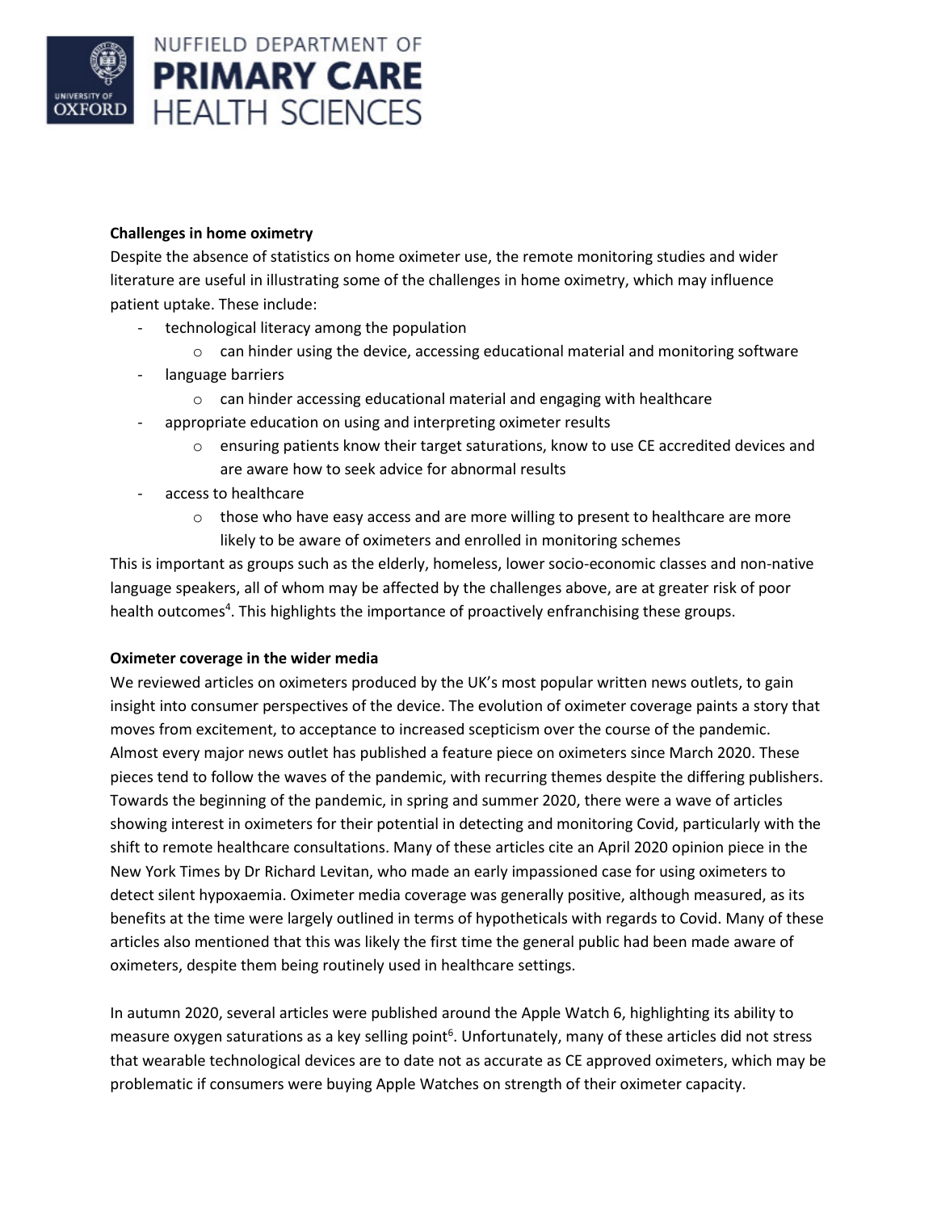**Challenges in home oximetry**

Despite the absence of statistics on home oximeter use, the remote monitoring studies and wider literature are useful in illustrating some of the challenges in home oximetry, which may influence patient uptake. These include:

- technological literacy among the population
  - can hinder using the device, accessing educational material and monitoring software
- language barriers
  - can hinder accessing educational material and engaging with healthcare
- appropriate education on using and interpreting oximeter results
  - ensuring patients know their target saturations, know to use CE accredited devices and are aware how to seek advice for abnormal results
- access to healthcare
  - those who have easy access and are more willing to present to healthcare are more likely to be aware of oximeters and enrolled in monitoring schemes

This is important as groups such as the elderly, homeless, lower socio-economic classes and non-native language speakers, all of whom may be affected by the challenges above, are at greater risk of poor health outcomes[4]. This highlights the importance of proactively enfranchising these groups.

**Oximeter coverage in the wider media**

We reviewed articles on oximeters produced by the UK's most popular written news outlets, to gain insight into consumer perspectives of the device. The evolution of oximeter coverage paints a story that moves from excitement, to acceptance to increased scepticism over the course of the pandemic. Almost every major news outlet has published a feature piece on oximeters since March 2020. These pieces tend to follow the waves of the pandemic, with recurring themes despite the differing publishers. Towards the beginning of the pandemic, in spring and summer 2020, there were a wave of articles showing interest in oximeters for their potential in detecting and monitoring Covid, particularly with the shift to remote healthcare consultations. Many of these articles cite an April 2020 opinion piece in the New York Times by Dr Richard Levitan, who made an early impassioned case for using oximeters to detect silent hypoxaemia. Oximeter media coverage was generally positive, although measured, as its benefits at the time were largely outlined in terms of hypotheticals with regards to Covid. Many of these articles also mentioned that this was likely the first time the general public had been made aware of oximeters, despite them being routinely used in healthcare settings.

In autumn 2020, several articles were published around the Apple Watch 6, highlighting its ability to measure oxygen saturations as a key selling point[6]. Unfortunately, many of these articles did not stress that wearable technological devices are to date not as accurate as CE approved oximeters, which may be problematic if consumers were buying Apple Watches on strength of their oximeter capacity.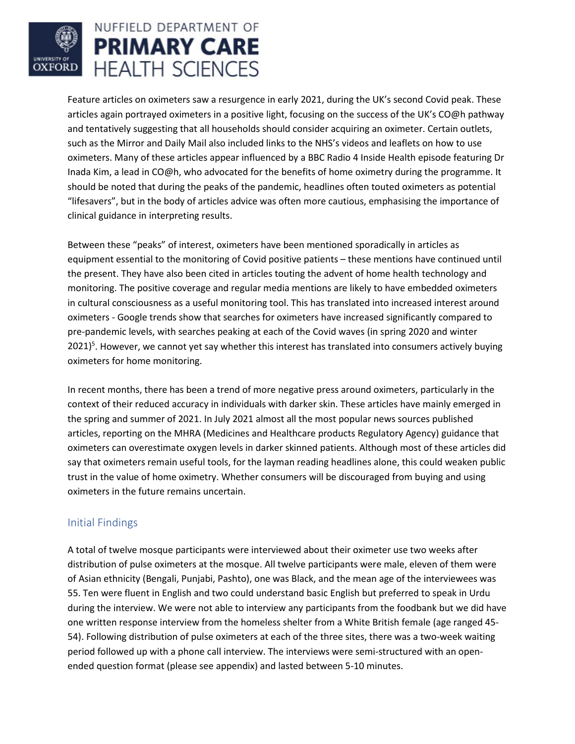Feature articles on oximeters saw a resurgence in early 2021, during the UK's second Covid peak. These articles again portrayed oximeters in a positive light, focusing on the success of the UK's CO@h pathway and tentatively suggesting that all households should consider acquiring an oximeter. Certain outlets, such as the Mirror and Daily Mail also included links to the NHS's videos and leaflets on how to use oximeters. Many of these articles appear influenced by a BBC Radio 4 Inside Health episode featuring Dr Inada Kim, a lead in CO@h, who advocated for the benefits of home oximetry during the programme. It should be noted that during the peaks of the pandemic, headlines often touted oximeters as potential "lifesavers", but in the body of articles advice was often more cautious, emphasising the importance of clinical guidance in interpreting results.

Between these "peaks" of interest, oximeters have been mentioned sporadically in articles as equipment essential to the monitoring of Covid positive patients – these mentions have continued until the present. They have also been cited in articles touting the advent of home health technology and monitoring. The positive coverage and regular media mentions are likely to have embedded oximeters in cultural consciousness as a useful monitoring tool. This has translated into increased interest around oximeters - Google trends show that searches for oximeters have increased significantly compared to pre-pandemic levels, with searches peaking at each of the Covid waves (in spring 2020 and winter 2021)[5]. However, we cannot yet say whether this interest has translated into consumers actively buying oximeters for home monitoring.

In recent months, there has been a trend of more negative press around oximeters, particularly in the context of their reduced accuracy in individuals with darker skin. These articles have mainly emerged in the spring and summer of 2021. In July 2021 almost all the most popular news sources published articles, reporting on the MHRA (Medicines and Healthcare products Regulatory Agency) guidance that oximeters can overestimate oxygen levels in darker skinned patients. Although most of these articles did say that oximeters remain useful tools, for the layman reading headlines alone, this could weaken public trust in the value of home oximetry. Whether consumers will be discouraged from buying and using oximeters in the future remains uncertain.

## Initial Findings

A total of twelve mosque participants were interviewed about their oximeter use two weeks after distribution of pulse oximeters at the mosque. All twelve participants were male, eleven of them were of Asian ethnicity (Bengali, Punjabi, Pashto), one was Black, and the mean age of the interviewees was 55. Ten were fluent in English and two could understand basic English but preferred to speak in Urdu during the interview. We were not able to interview any participants from the foodbank but we did have one written response interview from the homeless shelter from a White British female (age ranged 45-54). Following distribution of pulse oximeters at each of the three sites, there was a two-week waiting period followed up with a phone call interview. The interviews were semi-structured with an open-ended question format (please see appendix) and lasted between 5-10 minutes.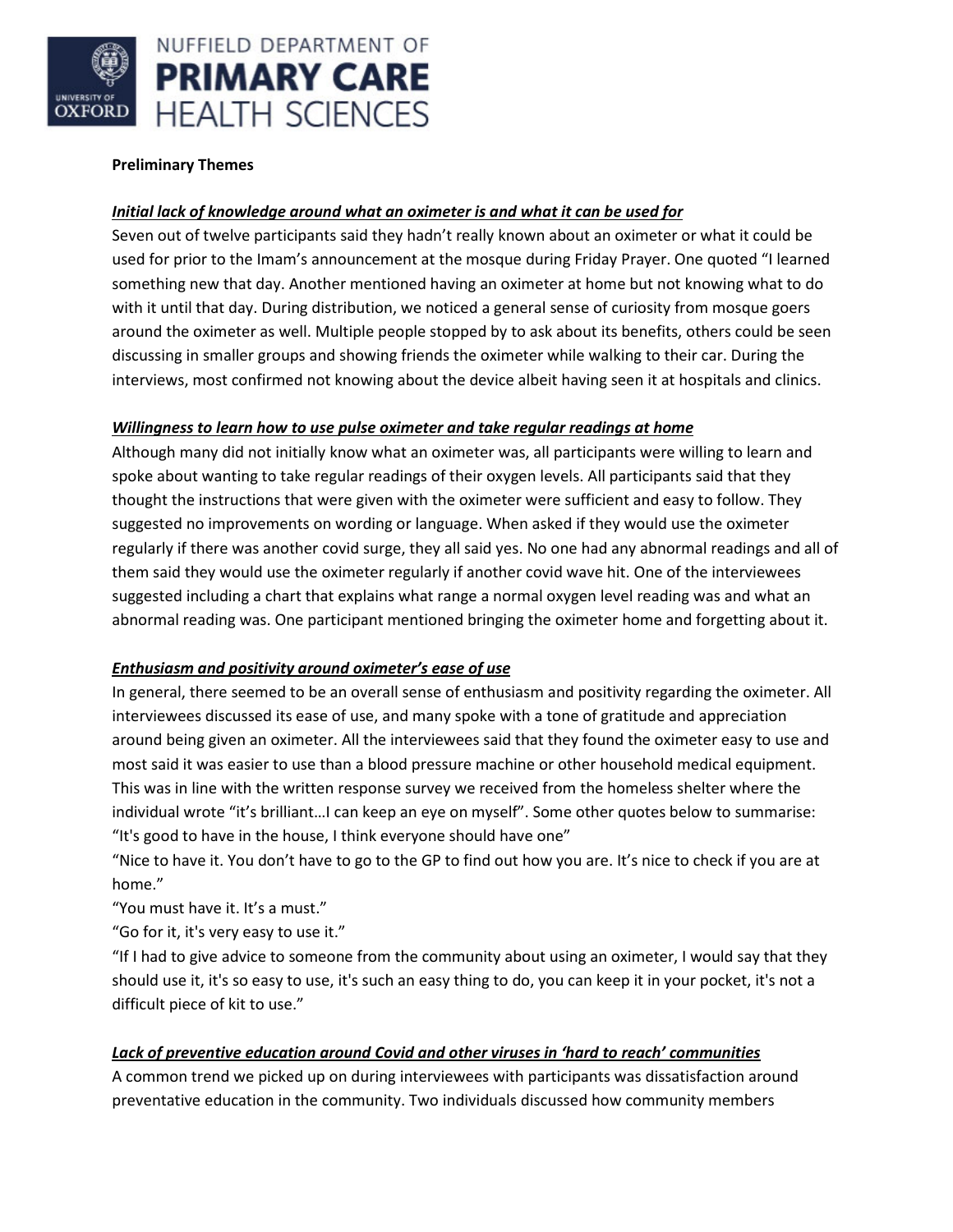**Preliminary Themes**

***Initial lack of knowledge around what an oximeter is and what it can be used for***

Seven out of twelve participants said they hadn't really known about an oximeter or what it could be used for prior to the Imam's announcement at the mosque during Friday Prayer. One quoted "I learned something new that day. Another mentioned having an oximeter at home but not knowing what to do with it until that day. During distribution, we noticed a general sense of curiosity from mosque goers around the oximeter as well. Multiple people stopped by to ask about its benefits, others could be seen discussing in smaller groups and showing friends the oximeter while walking to their car. During the interviews, most confirmed not knowing about the device albeit having seen it at hospitals and clinics.

***Willingness to learn how to use pulse oximeter and take regular readings at home***

Although many did not initially know what an oximeter was, all participants were willing to learn and spoke about wanting to take regular readings of their oxygen levels. All participants said that they thought the instructions that were given with the oximeter were sufficient and easy to follow. They suggested no improvements on wording or language. When asked if they would use the oximeter regularly if there was another covid surge, they all said yes. No one had any abnormal readings and all of them said they would use the oximeter regularly if another covid wave hit. One of the interviewees suggested including a chart that explains what range a normal oxygen level reading was and what an abnormal reading was. One participant mentioned bringing the oximeter home and forgetting about it.

***Enthusiasm and positivity around oximeter's ease of use***

In general, there seemed to be an overall sense of enthusiasm and positivity regarding the oximeter. All interviewees discussed its ease of use, and many spoke with a tone of gratitude and appreciation around being given an oximeter. All the interviewees said that they found the oximeter easy to use and most said it was easier to use than a blood pressure machine or other household medical equipment. This was in line with the written response survey we received from the homeless shelter where the individual wrote "it's brilliant…I can keep an eye on myself". Some other quotes below to summarise:

"It's good to have in the house, I think everyone should have one"

"Nice to have it. You don't have to go to the GP to find out how you are. It's nice to check if you are at home."

"You must have it. It's a must."

"Go for it, it's very easy to use it."

"If I had to give advice to someone from the community about using an oximeter, I would say that they should use it, it's so easy to use, it's such an easy thing to do, you can keep it in your pocket, it's not a difficult piece of kit to use."

***Lack of preventive education around Covid and other viruses in 'hard to reach' communities***

A common trend we picked up on during interviewees with participants was dissatisfaction around preventative education in the community. Two individuals discussed how community members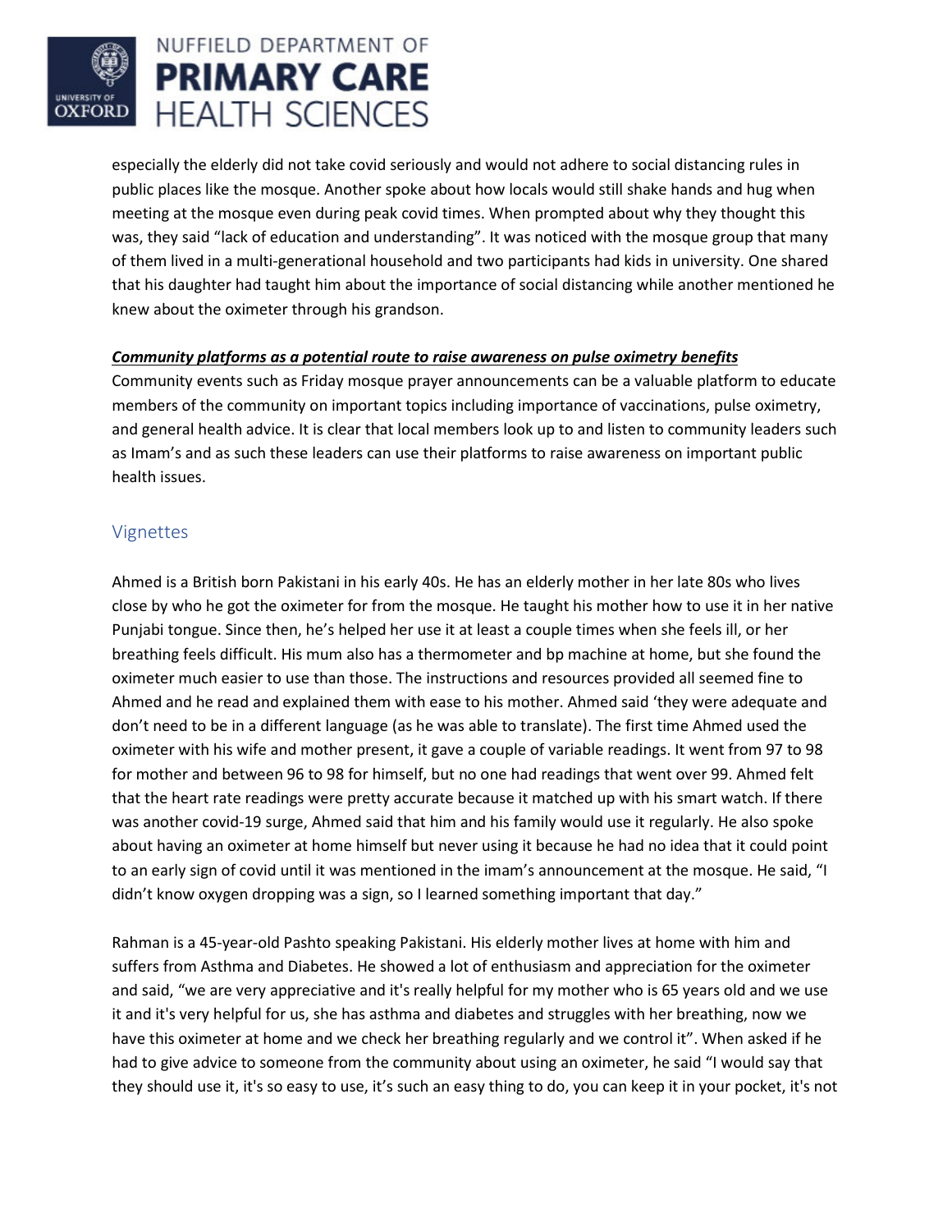especially the elderly did not take covid seriously and would not adhere to social distancing rules in public places like the mosque. Another spoke about how locals would still shake hands and hug when meeting at the mosque even during peak covid times. When prompted about why they thought this was, they said "lack of education and understanding". It was noticed with the mosque group that many of them lived in a multi-generational household and two participants had kids in university. One shared that his daughter had taught him about the importance of social distancing while another mentioned he knew about the oximeter through his grandson.

***Community platforms as a potential route to raise awareness on pulse oximetry benefits***

Community events such as Friday mosque prayer announcements can be a valuable platform to educate members of the community on important topics including importance of vaccinations, pulse oximetry, and general health advice. It is clear that local members look up to and listen to community leaders such as Imam's and as such these leaders can use their platforms to raise awareness on important public health issues.

## Vignettes

Ahmed is a British born Pakistani in his early 40s. He has an elderly mother in her late 80s who lives close by who he got the oximeter for from the mosque. He taught his mother how to use it in her native Punjabi tongue. Since then, he's helped her use it at least a couple times when she feels ill, or her breathing feels difficult. His mum also has a thermometer and bp machine at home, but she found the oximeter much easier to use than those. The instructions and resources provided all seemed fine to Ahmed and he read and explained them with ease to his mother. Ahmed said 'they were adequate and don't need to be in a different language (as he was able to translate). The first time Ahmed used the oximeter with his wife and mother present, it gave a couple of variable readings. It went from 97 to 98 for mother and between 96 to 98 for himself, but no one had readings that went over 99. Ahmed felt that the heart rate readings were pretty accurate because it matched up with his smart watch. If there was another covid-19 surge, Ahmed said that him and his family would use it regularly. He also spoke about having an oximeter at home himself but never using it because he had no idea that it could point to an early sign of covid until it was mentioned in the imam's announcement at the mosque. He said, "I didn't know oxygen dropping was a sign, so I learned something important that day."

Rahman is a 45-year-old Pashto speaking Pakistani. His elderly mother lives at home with him and suffers from Asthma and Diabetes. He showed a lot of enthusiasm and appreciation for the oximeter and said, "we are very appreciative and it's really helpful for my mother who is 65 years old and we use it and it's very helpful for us, she has asthma and diabetes and struggles with her breathing, now we have this oximeter at home and we check her breathing regularly and we control it". When asked if he had to give advice to someone from the community about using an oximeter, he said "I would say that they should use it, it's so easy to use, it's such an easy thing to do, you can keep it in your pocket, it's not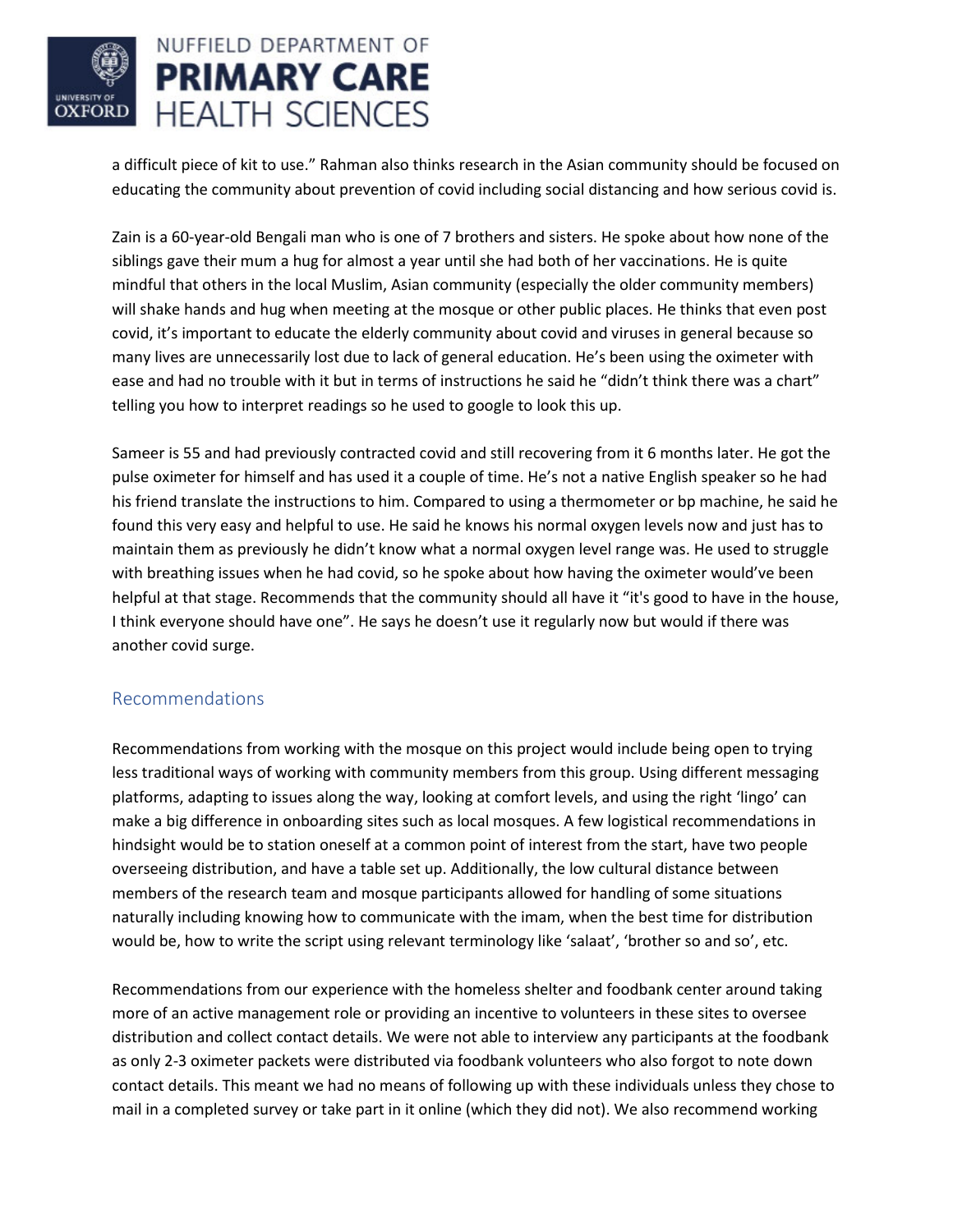a difficult piece of kit to use." Rahman also thinks research in the Asian community should be focused on educating the community about prevention of covid including social distancing and how serious covid is.

Zain is a 60-year-old Bengali man who is one of 7 brothers and sisters. He spoke about how none of the siblings gave their mum a hug for almost a year until she had both of her vaccinations. He is quite mindful that others in the local Muslim, Asian community (especially the older community members) will shake hands and hug when meeting at the mosque or other public places. He thinks that even post covid, it's important to educate the elderly community about covid and viruses in general because so many lives are unnecessarily lost due to lack of general education. He's been using the oximeter with ease and had no trouble with it but in terms of instructions he said he "didn't think there was a chart" telling you how to interpret readings so he used to google to look this up.

Sameer is 55 and had previously contracted covid and still recovering from it 6 months later. He got the pulse oximeter for himself and has used it a couple of time. He's not a native English speaker so he had his friend translate the instructions to him. Compared to using a thermometer or bp machine, he said he found this very easy and helpful to use. He said he knows his normal oxygen levels now and just has to maintain them as previously he didn't know what a normal oxygen level range was. He used to struggle with breathing issues when he had covid, so he spoke about how having the oximeter would've been helpful at that stage. Recommends that the community should all have it "it's good to have in the house, I think everyone should have one". He says he doesn't use it regularly now but would if there was another covid surge.

## Recommendations

Recommendations from working with the mosque on this project would include being open to trying less traditional ways of working with community members from this group. Using different messaging platforms, adapting to issues along the way, looking at comfort levels, and using the right 'lingo' can make a big difference in onboarding sites such as local mosques. A few logistical recommendations in hindsight would be to station oneself at a common point of interest from the start, have two people overseeing distribution, and have a table set up. Additionally, the low cultural distance between members of the research team and mosque participants allowed for handling of some situations naturally including knowing how to communicate with the imam, when the best time for distribution would be, how to write the script using relevant terminology like 'salaat', 'brother so and so', etc.

Recommendations from our experience with the homeless shelter and foodbank center around taking more of an active management role or providing an incentive to volunteers in these sites to oversee distribution and collect contact details. We were not able to interview any participants at the foodbank as only 2-3 oximeter packets were distributed via foodbank volunteers who also forgot to note down contact details. This meant we had no means of following up with these individuals unless they chose to mail in a completed survey or take part in it online (which they did not). We also recommend working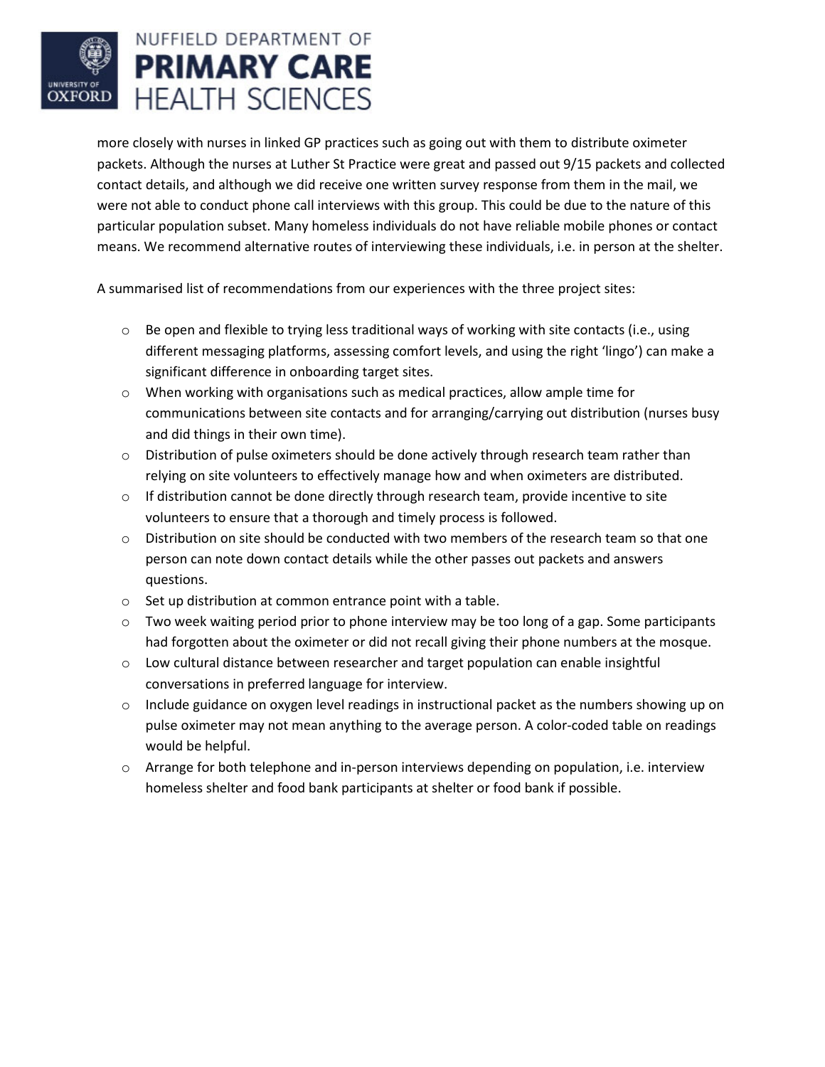more closely with nurses in linked GP practices such as going out with them to distribute oximeter packets. Although the nurses at Luther St Practice were great and passed out 9/15 packets and collected contact details, and although we did receive one written survey response from them in the mail, we were not able to conduct phone call interviews with this group. This could be due to the nature of this particular population subset. Many homeless individuals do not have reliable mobile phones or contact means. We recommend alternative routes of interviewing these individuals, i.e. in person at the shelter.

A summarised list of recommendations from our experiences with the three project sites:

- Be open and flexible to trying less traditional ways of working with site contacts (i.e., using different messaging platforms, assessing comfort levels, and using the right 'lingo') can make a significant difference in onboarding target sites.
- When working with organisations such as medical practices, allow ample time for communications between site contacts and for arranging/carrying out distribution (nurses busy and did things in their own time).
- Distribution of pulse oximeters should be done actively through research team rather than relying on site volunteers to effectively manage how and when oximeters are distributed.
- If distribution cannot be done directly through research team, provide incentive to site volunteers to ensure that a thorough and timely process is followed.
- Distribution on site should be conducted with two members of the research team so that one person can note down contact details while the other passes out packets and answers questions.
- Set up distribution at common entrance point with a table.
- Two week waiting period prior to phone interview may be too long of a gap. Some participants had forgotten about the oximeter or did not recall giving their phone numbers at the mosque.
- Low cultural distance between researcher and target population can enable insightful conversations in preferred language for interview.
- Include guidance on oxygen level readings in instructional packet as the numbers showing up on pulse oximeter may not mean anything to the average person. A color-coded table on readings would be helpful.
- Arrange for both telephone and in-person interviews depending on population, i.e. interview homeless shelter and food bank participants at shelter or food bank if possible.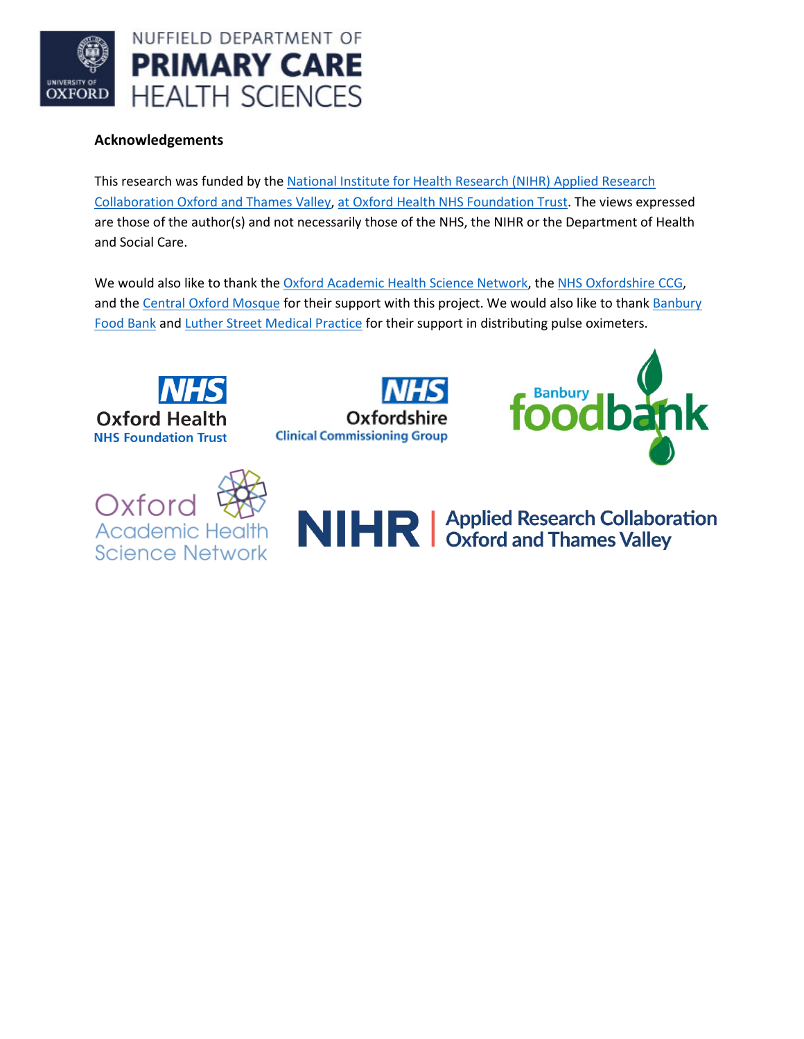**Acknowledgements**

This research was funded by the National Institute for Health Research (NIHR) Applied Research Collaboration Oxford and Thames Valley, at Oxford Health NHS Foundation Trust. The views expressed are those of the author(s) and not necessarily those of the NHS, the NIHR or the Department of Health and Social Care.

We would also like to thank the Oxford Academic Health Science Network, the NHS Oxfordshire CCG, and the Central Oxford Mosque for their support with this project. We would also like to thank Banbury Food Bank and Luther Street Medical Practice for their support in distributing pulse oximeters.